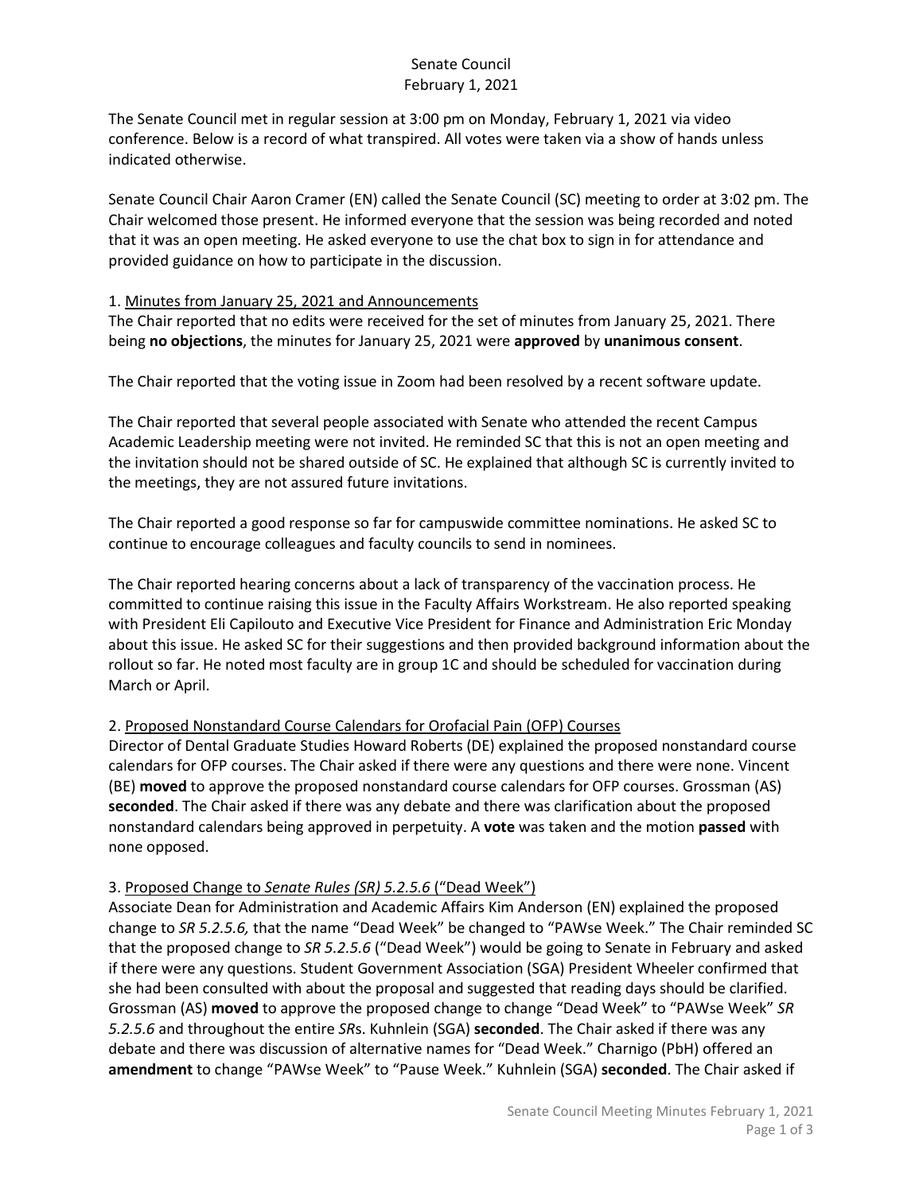# Senate Council
## February 1, 2021

The Senate Council met in regular session at 3:00 pm on Monday, February 1, 2021 via video conference. Below is a record of what transpired. All votes were taken via a show of hands unless indicated otherwise.

Senate Council Chair Aaron Cramer (EN) called the Senate Council (SC) meeting to order at 3:02 pm. The Chair welcomed those present. He informed everyone that the session was being recorded and noted that it was an open meeting. He asked everyone to use the chat box to sign in for attendance and provided guidance on how to participate in the discussion.

1. Minutes from January 25, 2021 and Announcements

The Chair reported that no edits were received for the set of minutes from January 25, 2021. There being **no objections**, the minutes for January 25, 2021 were **approved** by **unanimous consent**.

The Chair reported that the voting issue in Zoom had been resolved by a recent software update.

The Chair reported that several people associated with Senate who attended the recent Campus Academic Leadership meeting were not invited. He reminded SC that this is not an open meeting and the invitation should not be shared outside of SC. He explained that although SC is currently invited to the meetings, they are not assured future invitations.

The Chair reported a good response so far for campuswide committee nominations. He asked SC to continue to encourage colleagues and faculty councils to send in nominees.

The Chair reported hearing concerns about a lack of transparency of the vaccination process. He committed to continue raising this issue in the Faculty Affairs Workstream. He also reported speaking with President Eli Capilouto and Executive Vice President for Finance and Administration Eric Monday about this issue. He asked SC for their suggestions and then provided background information about the rollout so far. He noted most faculty are in group 1C and should be scheduled for vaccination during March or April.

2. Proposed Nonstandard Course Calendars for Orofacial Pain (OFP) Courses

Director of Dental Graduate Studies Howard Roberts (DE) explained the proposed nonstandard course calendars for OFP courses. The Chair asked if there were any questions and there were none. Vincent (BE) **moved** to approve the proposed nonstandard course calendars for OFP courses. Grossman (AS) **seconded**. The Chair asked if there was any debate and there was clarification about the proposed nonstandard calendars being approved in perpetuity. A **vote** was taken and the motion **passed** with none opposed.

3. Proposed Change to *Senate Rules (SR) 5.2.5.6* ("Dead Week")

Associate Dean for Administration and Academic Affairs Kim Anderson (EN) explained the proposed change to *SR 5.2.5.6,* that the name "Dead Week" be changed to "PAWse Week." The Chair reminded SC that the proposed change to *SR 5.2.5.6* ("Dead Week") would be going to Senate in February and asked if there were any questions. Student Government Association (SGA) President Wheeler confirmed that she had been consulted with about the proposal and suggested that reading days should be clarified. Grossman (AS) **moved** to approve the proposed change to change "Dead Week" to "PAWse Week" *SR 5.2.5.6* and throughout the entire *SR*s. Kuhnlein (SGA) **seconded**. The Chair asked if there was any debate and there was discussion of alternative names for "Dead Week." Charnigo (PbH) offered an **amendment** to change "PAWse Week" to "Pause Week." Kuhnlein (SGA) **seconded**. The Chair asked if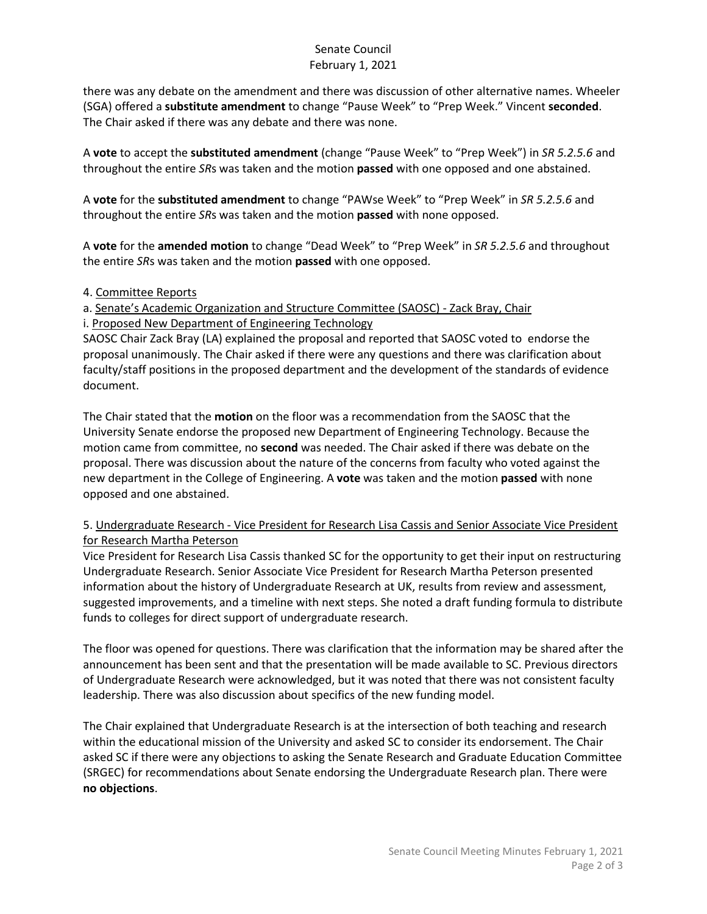there was any debate on the amendment and there was discussion of other alternative names. Wheeler (SGA) offered a **substitute amendment** to change "Pause Week" to "Prep Week." Vincent **seconded**. The Chair asked if there was any debate and there was none.

A **vote** to accept the **substituted amendment** (change "Pause Week" to "Prep Week") in *SR 5.2.5.6* and throughout the entire *SR*s was taken and the motion **passed** with one opposed and one abstained.

A **vote** for the **substituted amendment** to change "PAWse Week" to "Prep Week" in *SR 5.2.5.6* and throughout the entire *SR*s was taken and the motion **passed** with none opposed.

A **vote** for the **amended motion** to change "Dead Week" to "Prep Week" in *SR 5.2.5.6* and throughout the entire *SR*s was taken and the motion **passed** with one opposed.

4. Committee Reports

a. Senate's Academic Organization and Structure Committee (SAOSC) - Zack Bray, Chair

i. Proposed New Department of Engineering Technology

SAOSC Chair Zack Bray (LA) explained the proposal and reported that SAOSC voted to endorse the proposal unanimously. The Chair asked if there were any questions and there was clarification about faculty/staff positions in the proposed department and the development of the standards of evidence document.

The Chair stated that the **motion** on the floor was a recommendation from the SAOSC that the University Senate endorse the proposed new Department of Engineering Technology. Because the motion came from committee, no **second** was needed. The Chair asked if there was debate on the proposal. There was discussion about the nature of the concerns from faculty who voted against the new department in the College of Engineering. A **vote** was taken and the motion **passed** with none opposed and one abstained.

5. Undergraduate Research - Vice President for Research Lisa Cassis and Senior Associate Vice President for Research Martha Peterson

Vice President for Research Lisa Cassis thanked SC for the opportunity to get their input on restructuring Undergraduate Research. Senior Associate Vice President for Research Martha Peterson presented information about the history of Undergraduate Research at UK, results from review and assessment, suggested improvements, and a timeline with next steps. She noted a draft funding formula to distribute funds to colleges for direct support of undergraduate research.

The floor was opened for questions. There was clarification that the information may be shared after the announcement has been sent and that the presentation will be made available to SC. Previous directors of Undergraduate Research were acknowledged, but it was noted that there was not consistent faculty leadership. There was also discussion about specifics of the new funding model.

The Chair explained that Undergraduate Research is at the intersection of both teaching and research within the educational mission of the University and asked SC to consider its endorsement. The Chair asked SC if there were any objections to asking the Senate Research and Graduate Education Committee (SRGEC) for recommendations about Senate endorsing the Undergraduate Research plan. There were **no objections**.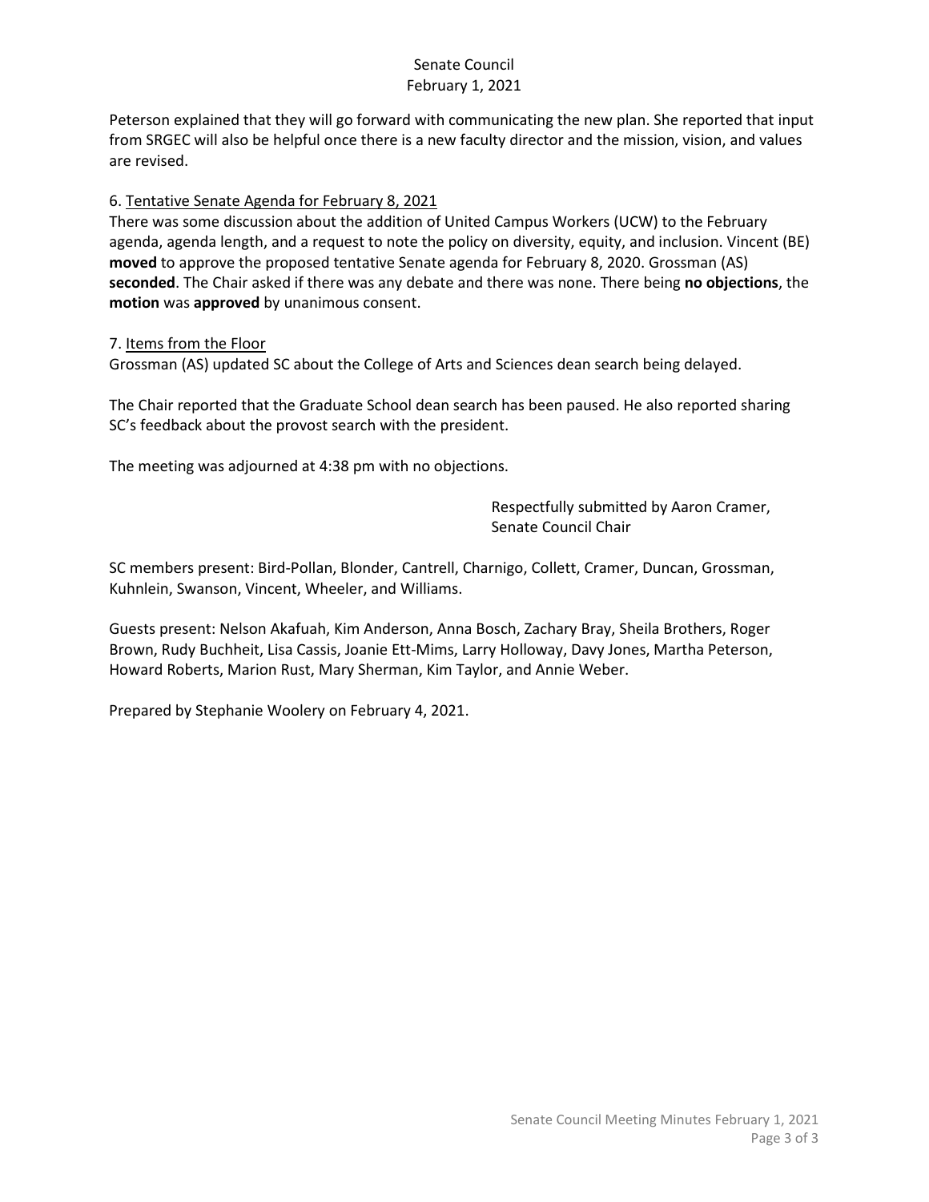Peterson explained that they will go forward with communicating the new plan. She reported that input from SRGEC will also be helpful once there is a new faculty director and the mission, vision, and values are revised.

6. Tentative Senate Agenda for February 8, 2021

There was some discussion about the addition of United Campus Workers (UCW) to the February agenda, agenda length, and a request to note the policy on diversity, equity, and inclusion. Vincent (BE) **moved** to approve the proposed tentative Senate agenda for February 8, 2020. Grossman (AS) **seconded**. The Chair asked if there was any debate and there was none. There being **no objections**, the **motion** was **approved** by unanimous consent.

7. Items from the Floor

Grossman (AS) updated SC about the College of Arts and Sciences dean search being delayed.

The Chair reported that the Graduate School dean search has been paused. He also reported sharing SC's feedback about the provost search with the president.

The meeting was adjourned at 4:38 pm with no objections.

Respectfully submitted by Aaron Cramer,
Senate Council Chair

SC members present: Bird-Pollan, Blonder, Cantrell, Charnigo, Collett, Cramer, Duncan, Grossman, Kuhnlein, Swanson, Vincent, Wheeler, and Williams.

Guests present: Nelson Akafuah, Kim Anderson, Anna Bosch, Zachary Bray, Sheila Brothers, Roger Brown, Rudy Buchheit, Lisa Cassis, Joanie Ett-Mims, Larry Holloway, Davy Jones, Martha Peterson, Howard Roberts, Marion Rust, Mary Sherman, Kim Taylor, and Annie Weber.

Prepared by Stephanie Woolery on February 4, 2021.